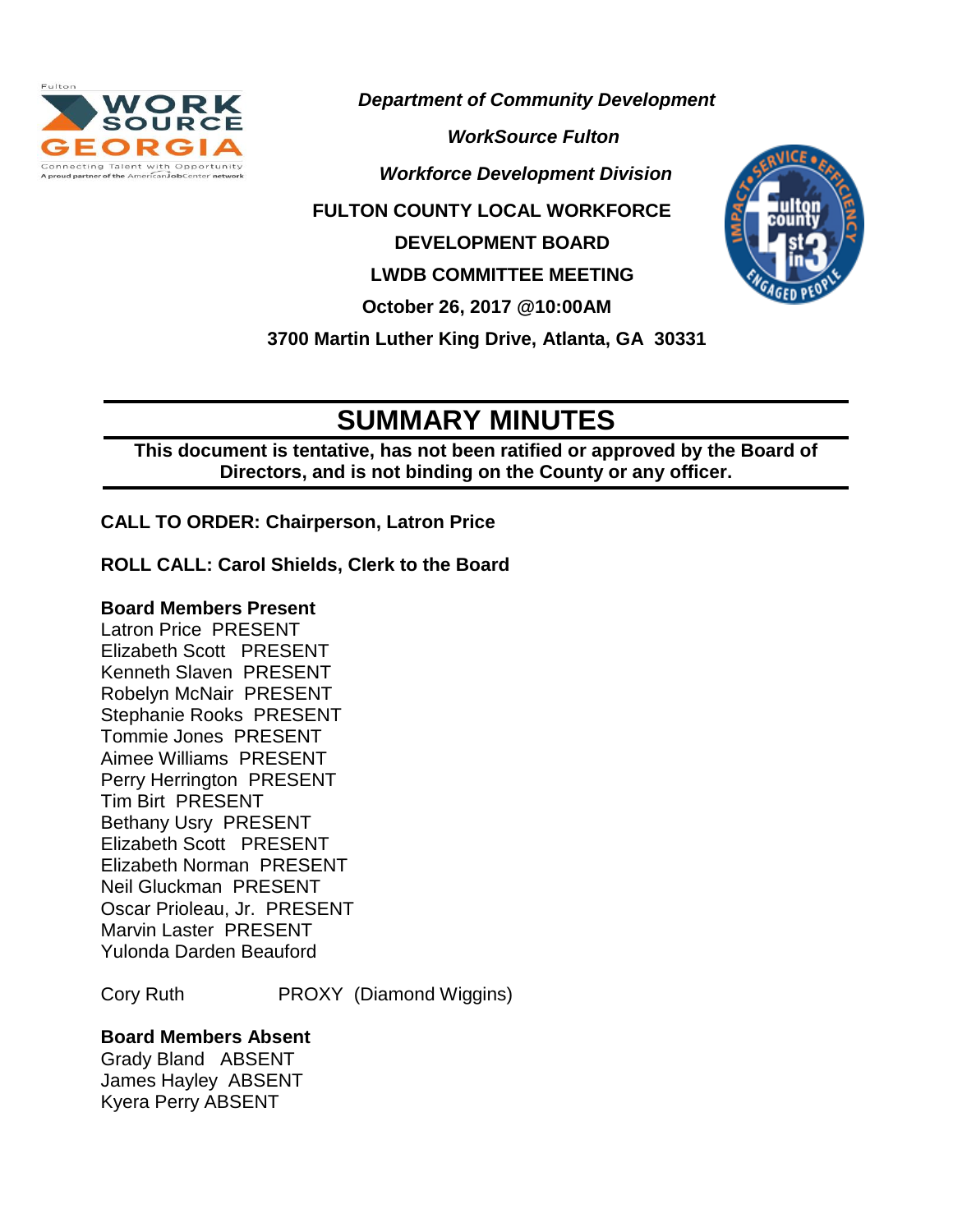***Department of Community Development***

***WorkSource Fulton***

***Workforce Development Division***

**FULTON COUNTY LOCAL WORKFORCE DEVELOPMENT BOARD**

**LWDB COMMITTEE MEETING**

**October 26, 2017 @10:00AM**

**3700 Martin Luther King Drive, Atlanta, GA 30331**

# SUMMARY MINUTES

**This document is tentative, has not been ratified or approved by the Board of Directors, and is not binding on the County or any officer.**

**CALL TO ORDER: Chairperson, Latron Price**

**ROLL CALL: Carol Shields, Clerk to the Board**

**Board Members Present**

Latron Price PRESENT
Elizabeth Scott PRESENT
Kenneth Slaven PRESENT
Robelyn McNair PRESENT
Stephanie Rooks PRESENT
Tommie Jones PRESENT
Aimee Williams PRESENT
Perry Herrington PRESENT
Tim Birt PRESENT
Bethany Usry PRESENT
Elizabeth Scott PRESENT
Elizabeth Norman PRESENT
Neil Gluckman PRESENT
Oscar Prioleau, Jr. PRESENT
Marvin Laster PRESENT
Yulonda Darden Beauford

Cory Ruth PROXY (Diamond Wiggins)

**Board Members Absent**

Grady Bland ABSENT
James Hayley ABSENT
Kyera Perry ABSENT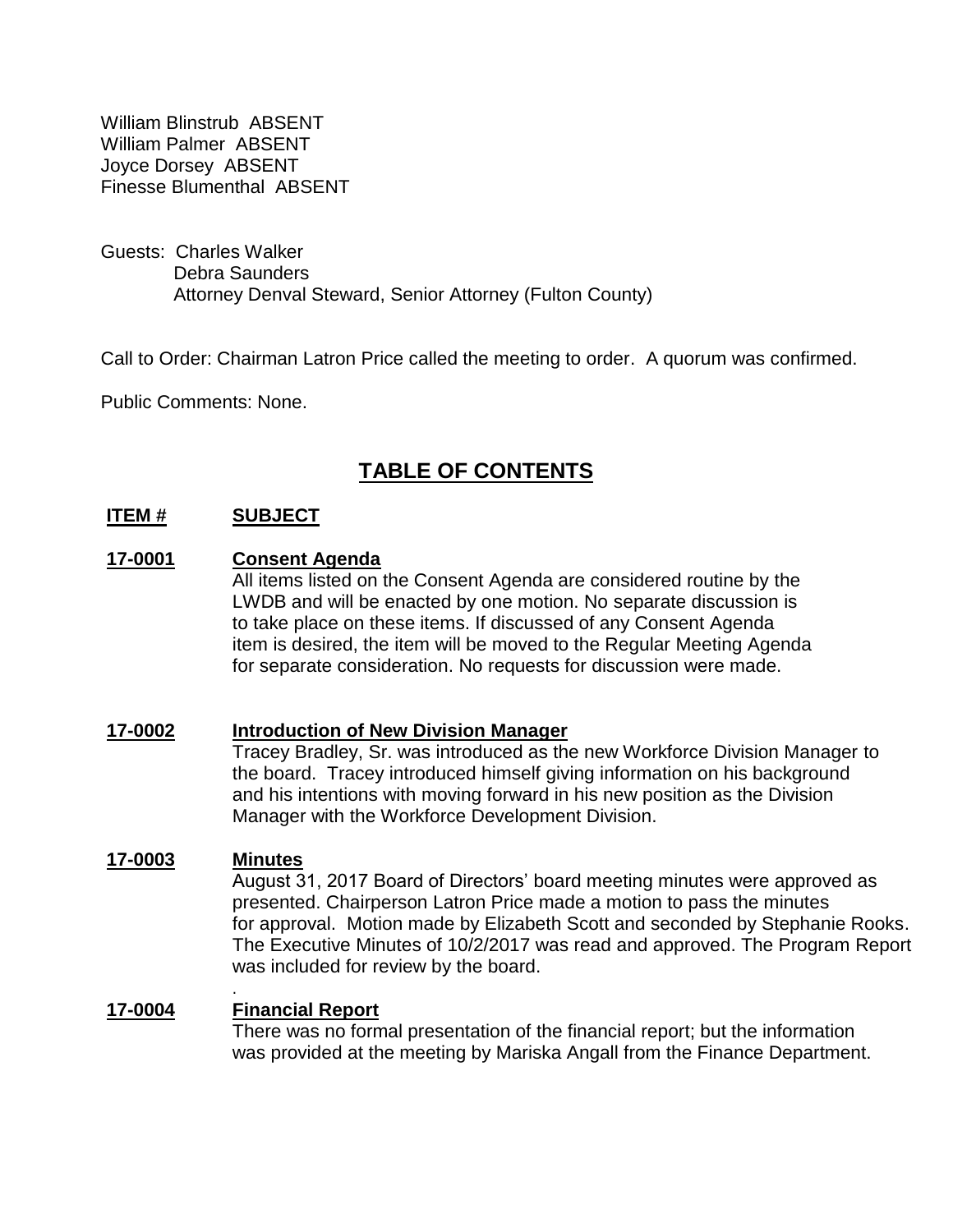William Blinstrub ABSENT
William Palmer ABSENT
Joyce Dorsey ABSENT
Finesse Blumenthal ABSENT

Guests: Charles Walker
Debra Saunders
Attorney Denval Steward, Senior Attorney (Fulton County)

Call to Order: Chairman Latron Price called the meeting to order. A quorum was confirmed.

Public Comments: None.

## TABLE OF CONTENTS

**ITEM #** **SUBJECT**

**17-0001** **Consent Agenda**

All items listed on the Consent Agenda are considered routine by the LWDB and will be enacted by one motion. No separate discussion is to take place on these items. If discussed of any Consent Agenda item is desired, the item will be moved to the Regular Meeting Agenda for separate consideration. No requests for discussion were made.

**17-0002** **Introduction of New Division Manager**

Tracey Bradley, Sr. was introduced as the new Workforce Division Manager to the board. Tracey introduced himself giving information on his background and his intentions with moving forward in his new position as the Division Manager with the Workforce Development Division.

**17-0003** **Minutes**

August 31, 2017 Board of Directors' board meeting minutes were approved as presented. Chairperson Latron Price made a motion to pass the minutes for approval. Motion made by Elizabeth Scott and seconded by Stephanie Rooks. The Executive Minutes of 10/2/2017 was read and approved. The Program Report was included for review by the board.

.

**17-0004** **Financial Report**

There was no formal presentation of the financial report; but the information was provided at the meeting by Mariska Angall from the Finance Department.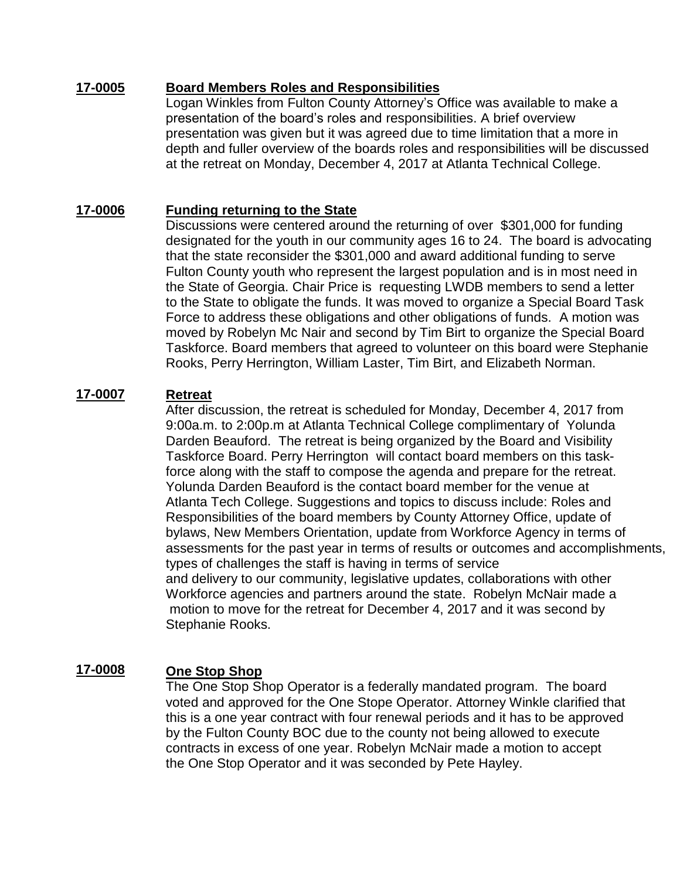**17-0005** **Board Members Roles and Responsibilities**

Logan Winkles from Fulton County Attorney's Office was available to make a presentation of the board's roles and responsibilities. A brief overview presentation was given but it was agreed due to time limitation that a more in depth and fuller overview of the boards roles and responsibilities will be discussed at the retreat on Monday, December 4, 2017 at Atlanta Technical College.

**17-0006** **Funding returning to the State**

Discussions were centered around the returning of over $301,000 for funding designated for the youth in our community ages 16 to 24. The board is advocating that the state reconsider the $301,000 and award additional funding to serve Fulton County youth who represent the largest population and is in most need in the State of Georgia. Chair Price is requesting LWDB members to send a letter to the State to obligate the funds. It was moved to organize a Special Board Task Force to address these obligations and other obligations of funds. A motion was moved by Robelyn Mc Nair and second by Tim Birt to organize the Special Board Taskforce. Board members that agreed to volunteer on this board were Stephanie Rooks, Perry Herrington, William Laster, Tim Birt, and Elizabeth Norman.

**17-0007** **Retreat**

After discussion, the retreat is scheduled for Monday, December 4, 2017 from 9:00a.m. to 2:00p.m at Atlanta Technical College complimentary of Yolunda Darden Beauford. The retreat is being organized by the Board and Visibility Taskforce Board. Perry Herrington will contact board members on this task-force along with the staff to compose the agenda and prepare for the retreat. Yolunda Darden Beauford is the contact board member for the venue at Atlanta Tech College. Suggestions and topics to discuss include: Roles and Responsibilities of the board members by County Attorney Office, update of bylaws, New Members Orientation, update from Workforce Agency in terms of assessments for the past year in terms of results or outcomes and accomplishments, types of challenges the staff is having in terms of service and delivery to our community, legislative updates, collaborations with other Workforce agencies and partners around the state. Robelyn McNair made a motion to move for the retreat for December 4, 2017 and it was second by Stephanie Rooks.

**17-0008** **One Stop Shop**

The One Stop Shop Operator is a federally mandated program. The board voted and approved for the One Stope Operator. Attorney Winkle clarified that this is a one year contract with four renewal periods and it has to be approved by the Fulton County BOC due to the county not being allowed to execute contracts in excess of one year. Robelyn McNair made a motion to accept the One Stop Operator and it was seconded by Pete Hayley.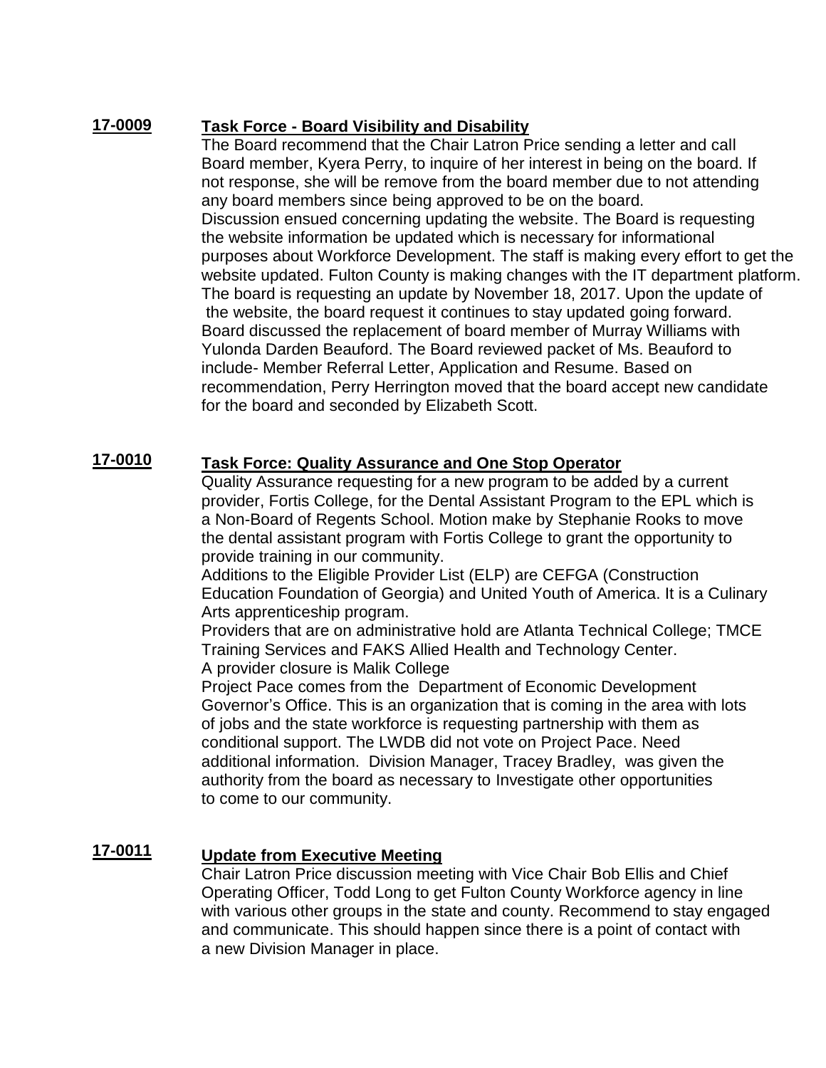**17-0009** **Task Force - Board Visibility and Disability**

The Board recommend that the Chair Latron Price sending a letter and call Board member, Kyera Perry, to inquire of her interest in being on the board. If not response, she will be remove from the board member due to not attending any board members since being approved to be on the board.
Discussion ensued concerning updating the website. The Board is requesting the website information be updated which is necessary for informational purposes about Workforce Development. The staff is making every effort to get the website updated. Fulton County is making changes with the IT department platform. The board is requesting an update by November 18, 2017. Upon the update of the website, the board request it continues to stay updated going forward.
Board discussed the replacement of board member of Murray Williams with Yulonda Darden Beauford. The Board reviewed packet of Ms. Beauford to include- Member Referral Letter, Application and Resume. Based on recommendation, Perry Herrington moved that the board accept new candidate for the board and seconded by Elizabeth Scott.

**17-0010** **Task Force: Quality Assurance and One Stop Operator**

Quality Assurance requesting for a new program to be added by a current provider, Fortis College, for the Dental Assistant Program to the EPL which is a Non-Board of Regents School. Motion make by Stephanie Rooks to move the dental assistant program with Fortis College to grant the opportunity to provide training in our community.
Additions to the Eligible Provider List (ELP) are CEFGA (Construction Education Foundation of Georgia) and United Youth of America. It is a Culinary Arts apprenticeship program.
Providers that are on administrative hold are Atlanta Technical College; TMCE Training Services and FAKS Allied Health and Technology Center.
A provider closure is Malik College
Project Pace comes from the Department of Economic Development Governor's Office. This is an organization that is coming in the area with lots of jobs and the state workforce is requesting partnership with them as conditional support. The LWDB did not vote on Project Pace. Need additional information. Division Manager, Tracey Bradley, was given the authority from the board as necessary to Investigate other opportunities to come to our community.

**17-0011** **Update from Executive Meeting**

Chair Latron Price discussion meeting with Vice Chair Bob Ellis and Chief Operating Officer, Todd Long to get Fulton County Workforce agency in line with various other groups in the state and county. Recommend to stay engaged and communicate. This should happen since there is a point of contact with a new Division Manager in place.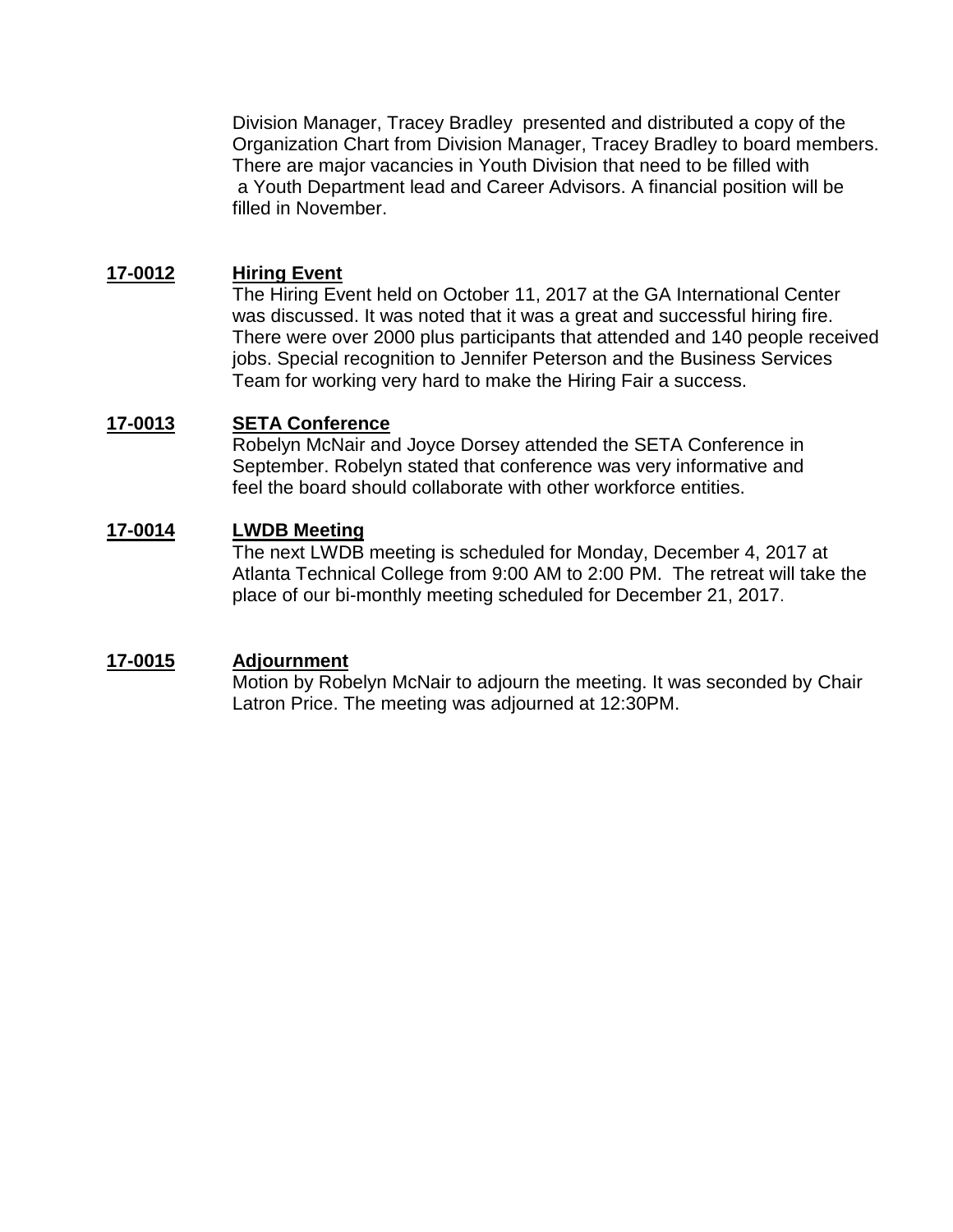Division Manager, Tracey Bradley presented and distributed a copy of the Organization Chart from Division Manager, Tracey Bradley to board members. There are major vacancies in Youth Division that need to be filled with a Youth Department lead and Career Advisors. A financial position will be filled in November.

**17-0012** **Hiring Event**

The Hiring Event held on October 11, 2017 at the GA International Center was discussed. It was noted that it was a great and successful hiring fire. There were over 2000 plus participants that attended and 140 people received jobs. Special recognition to Jennifer Peterson and the Business Services Team for working very hard to make the Hiring Fair a success.

**17-0013** **SETA Conference**

Robelyn McNair and Joyce Dorsey attended the SETA Conference in September. Robelyn stated that conference was very informative and feel the board should collaborate with other workforce entities.

**17-0014** **LWDB Meeting**

The next LWDB meeting is scheduled for Monday, December 4, 2017 at Atlanta Technical College from 9:00 AM to 2:00 PM. The retreat will take the place of our bi-monthly meeting scheduled for December 21, 2017.

**17-0015** **Adjournment**

Motion by Robelyn McNair to adjourn the meeting. It was seconded by Chair Latron Price. The meeting was adjourned at 12:30PM.